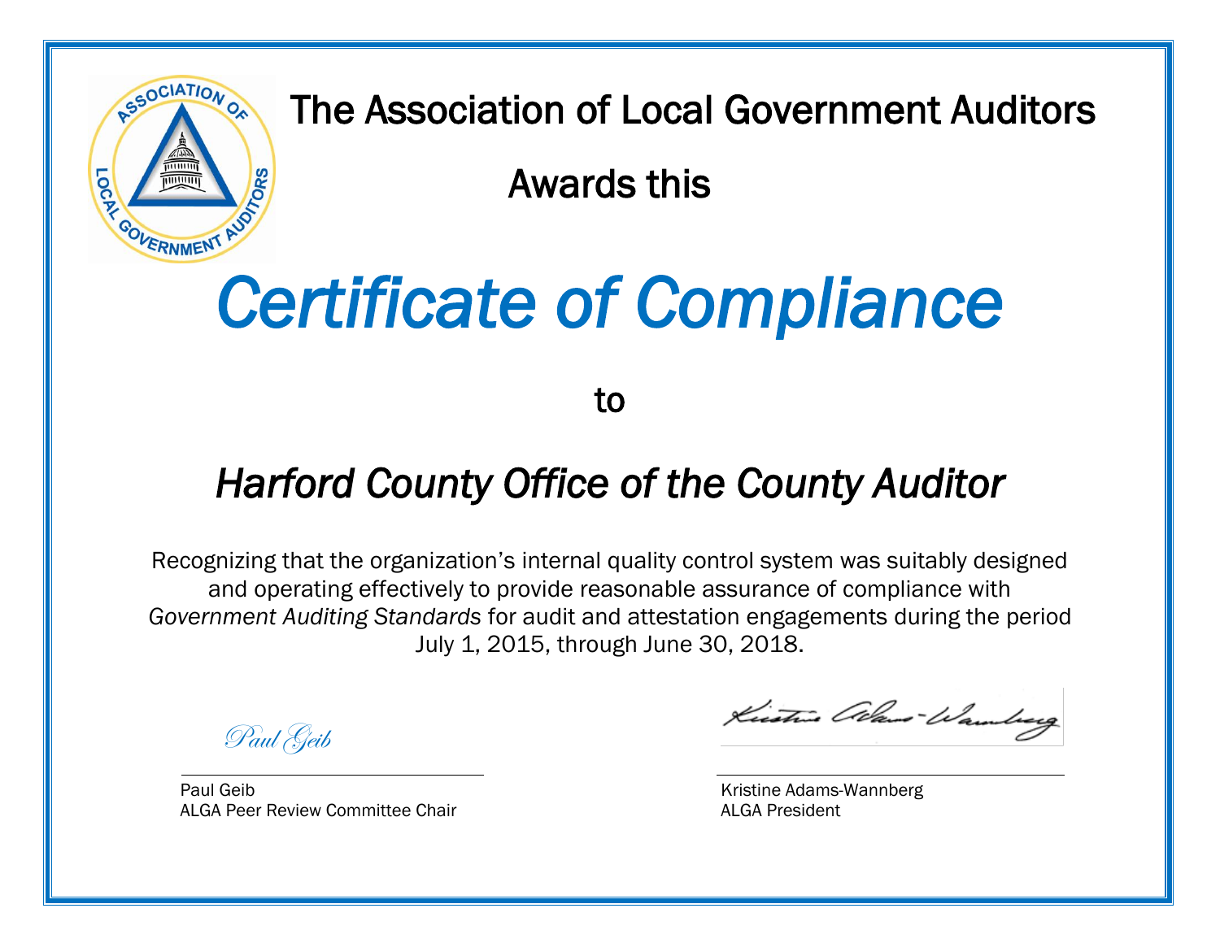The Association of Local Government Auditors

Awards this

# *Certificate of Compliance*

to

## *Harford County Office of the County Auditor*

Recognizing that the organization's internal quality control system was suitably designed and operating effectively to provide reasonable assurance of compliance with *Government Auditing Standards* for audit and attestation engagements during the period July 1, 2015, through June 30, 2018.

*Paul Geib*

Paul Geib
ALGA Peer Review Committee Chair

Kristine Adams-Wannberg
ALGA President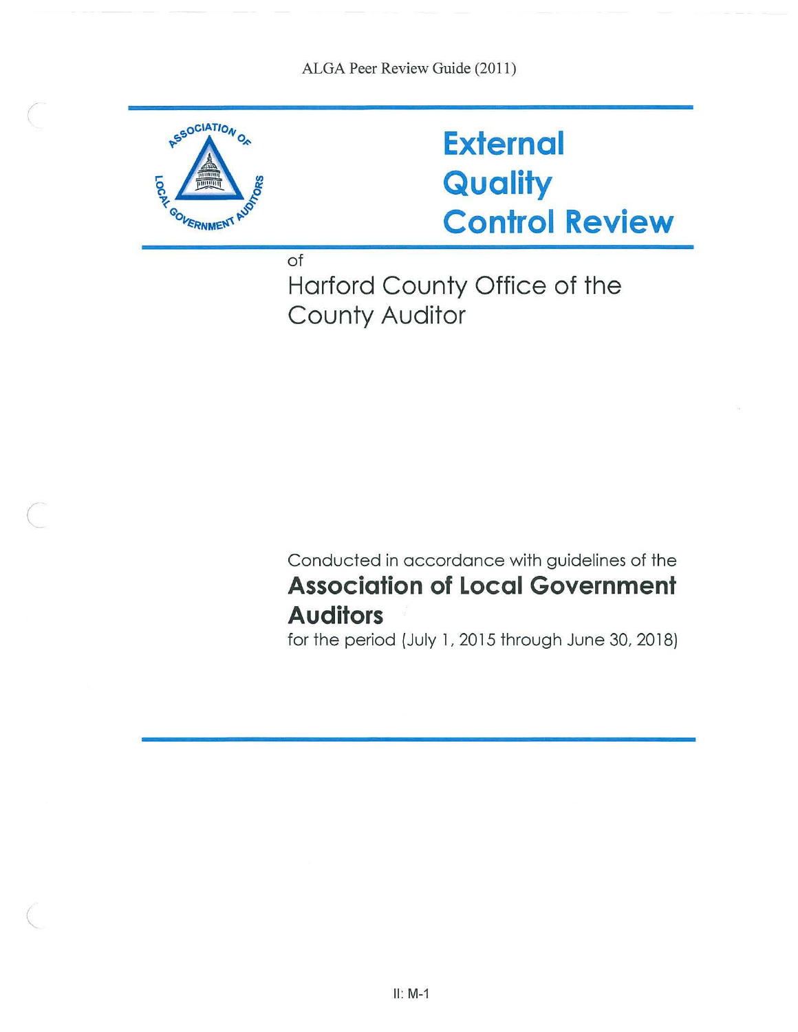# External Quality Control Review

of

## Harford County Office of the County Auditor

Conducted in accordance with guidelines of the

**Association of Local Government Auditors**

for the period (July 1, 2015 through June 30, 2018)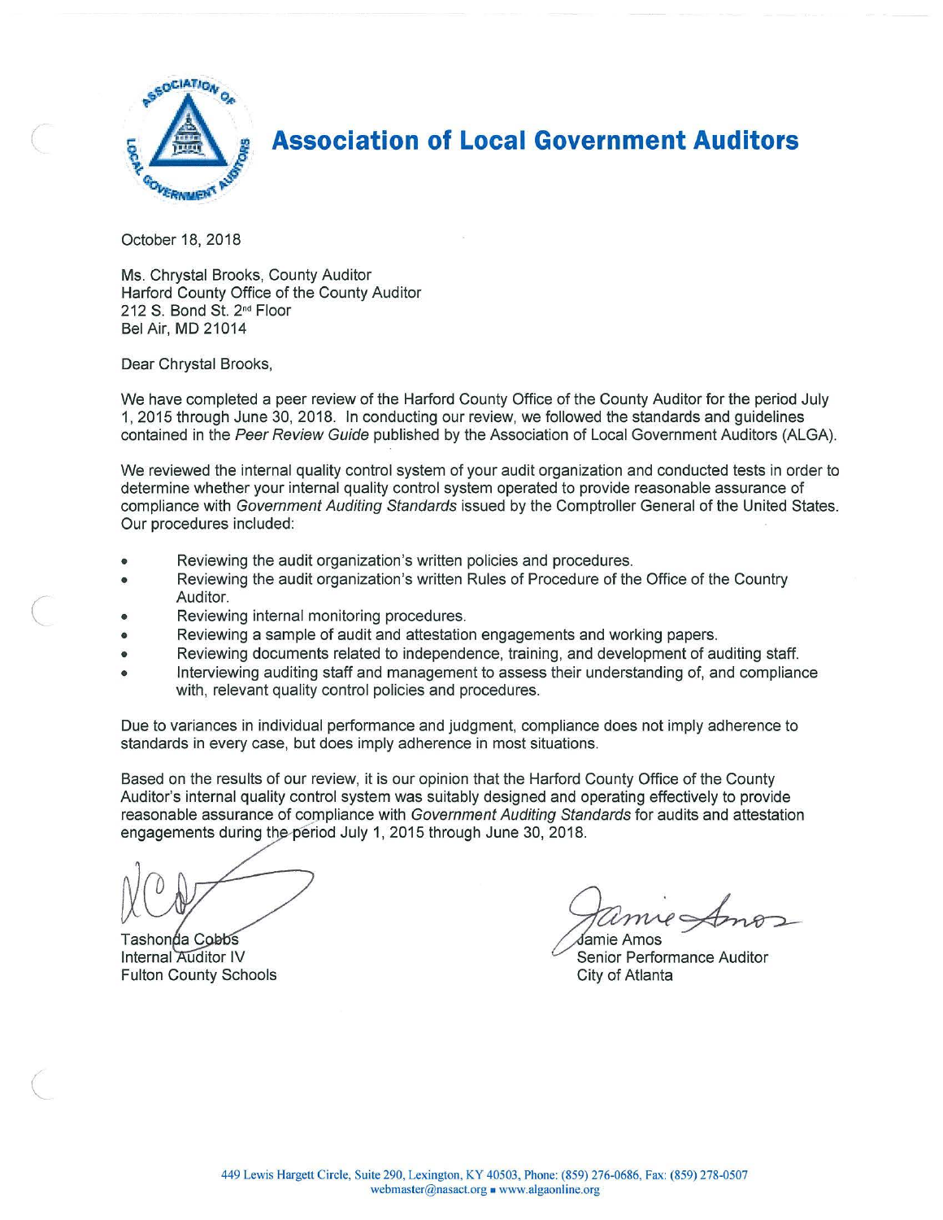# Association of Local Government Auditors

October 18, 2018

Ms. Chrystal Brooks, County Auditor
Harford County Office of the County Auditor
212 S. Bond St. 2nd Floor
Bel Air, MD 21014

Dear Chrystal Brooks,

We have completed a peer review of the Harford County Office of the County Auditor for the period July 1, 2015 through June 30, 2018. In conducting our review, we followed the standards and guidelines contained in the *Peer Review Guide* published by the Association of Local Government Auditors (ALGA).

We reviewed the internal quality control system of your audit organization and conducted tests in order to determine whether your internal quality control system operated to provide reasonable assurance of compliance with *Government Auditing Standards* issued by the Comptroller General of the United States. Our procedures included:

- Reviewing the audit organization's written policies and procedures.
- Reviewing the audit organization's written Rules of Procedure of the Office of the Country Auditor.
- Reviewing internal monitoring procedures.
- Reviewing a sample of audit and attestation engagements and working papers.
- Reviewing documents related to independence, training, and development of auditing staff.
- Interviewing auditing staff and management to assess their understanding of, and compliance with, relevant quality control policies and procedures.

Due to variances in individual performance and judgment, compliance does not imply adherence to standards in every case, but does imply adherence in most situations.

Based on the results of our review, it is our opinion that the Harford County Office of the County Auditor's internal quality control system was suitably designed and operating effectively to provide reasonable assurance of compliance with *Government Auditing Standards* for audits and attestation engagements during the period July 1, 2015 through June 30, 2018.

Tashonda Cobbs
Internal Auditor IV
Fulton County Schools

Jamie Amos
Senior Performance Auditor
City of Atlanta

449 Lewis Hargett Circle, Suite 290, Lexington, KY 40503, Phone: (859) 276-0686, Fax: (859) 278-0507
webmaster@nasact.org ▪ www.algaonline.org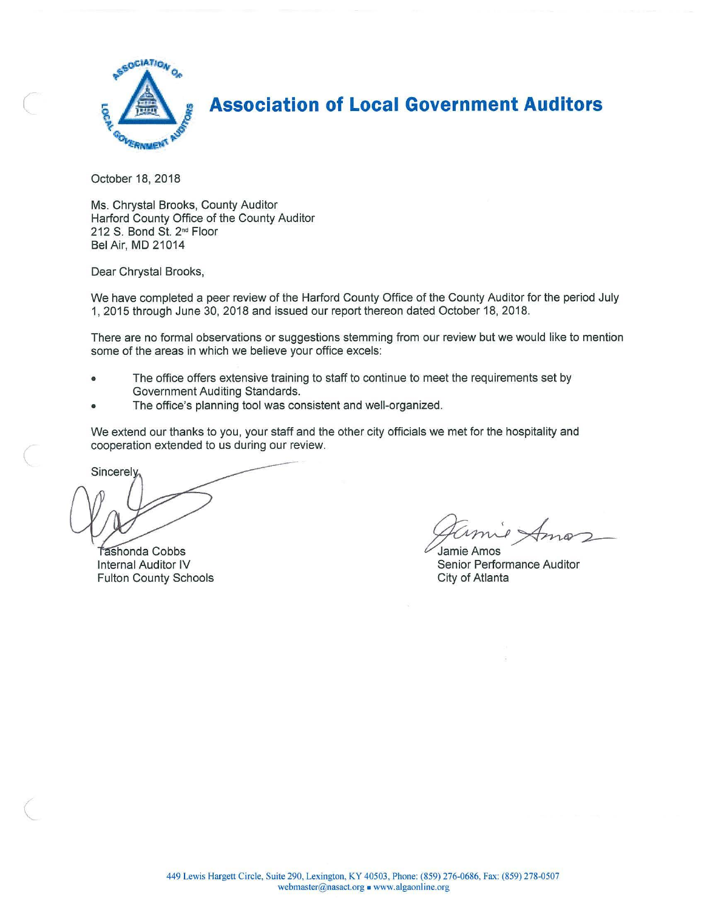# Association of Local Government Auditors

October 18, 2018

Ms. Chrystal Brooks, County Auditor
Harford County Office of the County Auditor
212 S. Bond St. 2nd Floor
Bel Air, MD 21014

Dear Chrystal Brooks,

We have completed a peer review of the Harford County Office of the County Auditor for the period July 1, 2015 through June 30, 2018 and issued our report thereon dated October 18, 2018.

There are no formal observations or suggestions stemming from our review but we would like to mention some of the areas in which we believe your office excels:

- The office offers extensive training to staff to continue to meet the requirements set by Government Auditing Standards.
- The office's planning tool was consistent and well-organized.

We extend our thanks to you, your staff and the other city officials we met for the hospitality and cooperation extended to us during our review.

Sincerely,

Tashonda Cobbs
Internal Auditor IV
Fulton County Schools

Jamie Amos
Senior Performance Auditor
City of Atlanta

449 Lewis Hargett Circle, Suite 290, Lexington, KY 40503, Phone: (859) 276-0686, Fax: (859) 278-0507
webmaster@nasact.org ▪ www.algaonline.org